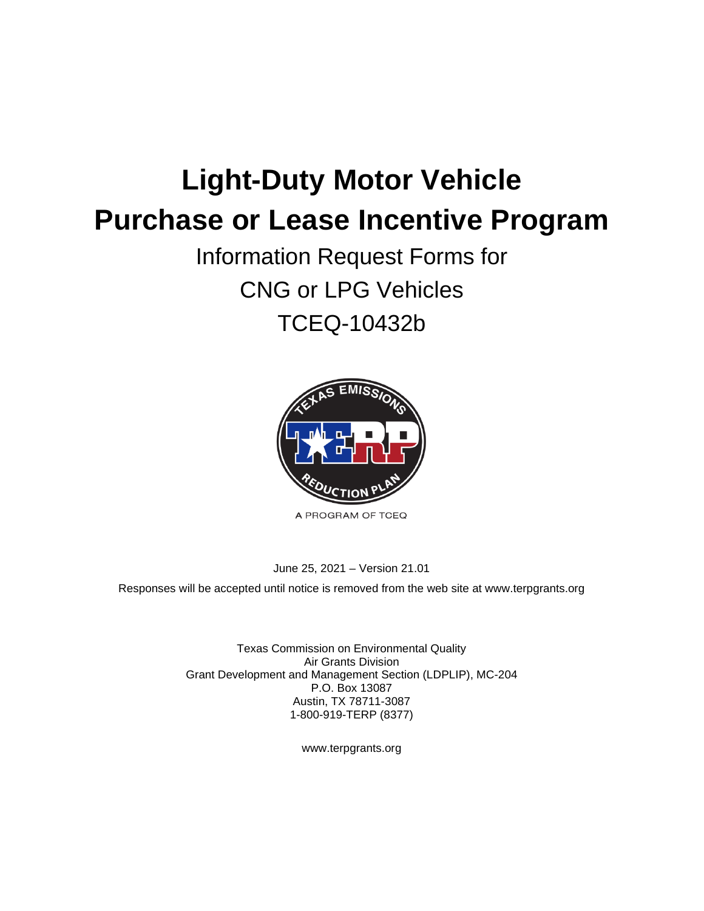# Light-Duty Motor Vehicle Purchase or Lease Incentive Program

Information Request Forms for

CNG or LPG Vehicles

TCEQ-10432b

A PROGRAM OF TCEQ

June 25, 2021 – Version 21.01

Responses will be accepted until notice is removed from the web site at www.terpgrants.org

Texas Commission on Environmental Quality
Air Grants Division
Grant Development and Management Section (LDPLIP), MC-204
P.O. Box 13087
Austin, TX 78711-3087
1-800-919-TERP (8377)

www.terpgrants.org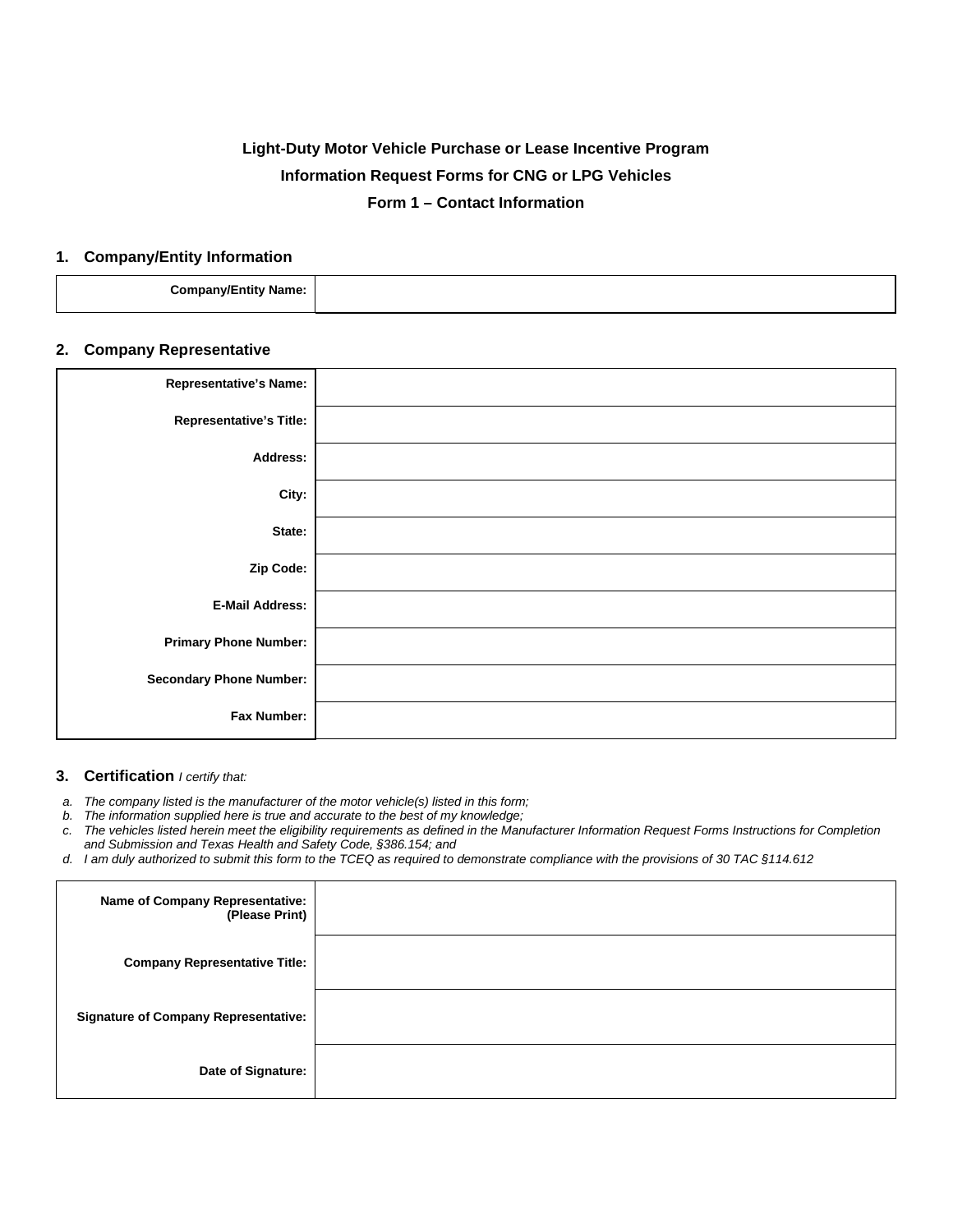**Light-Duty Motor Vehicle Purchase or Lease Incentive Program**

**Information Request Forms for CNG or LPG Vehicles**

**Form 1 – Contact Information**

## 1. Company/Entity Information

| | |
|---|---|
| **Company/Entity Name:** | |

## 2. Company Representative

| | |
|---|---|
| **Representative's Name:** | |
| **Representative's Title:** | |
| **Address:** | |
| **City:** | |
| **State:** | |
| **Zip Code:** | |
| **E-Mail Address:** | |
| **Primary Phone Number:** | |
| **Secondary Phone Number:** | |
| **Fax Number:** | |

## 3. Certification *I certify that:*

*a. The company listed is the manufacturer of the motor vehicle(s) listed in this form;*

*b. The information supplied here is true and accurate to the best of my knowledge;*

*c. The vehicles listed herein meet the eligibility requirements as defined in the Manufacturer Information Request Forms Instructions for Completion and Submission and Texas Health and Safety Code, §386.154; and*

*d. I am duly authorized to submit this form to the TCEQ as required to demonstrate compliance with the provisions of 30 TAC §114.612*

| | |
|---|---|
| **Name of Company Representative: (Please Print)** | |
| **Company Representative Title:** | |
| **Signature of Company Representative:** | |
| **Date of Signature:** | |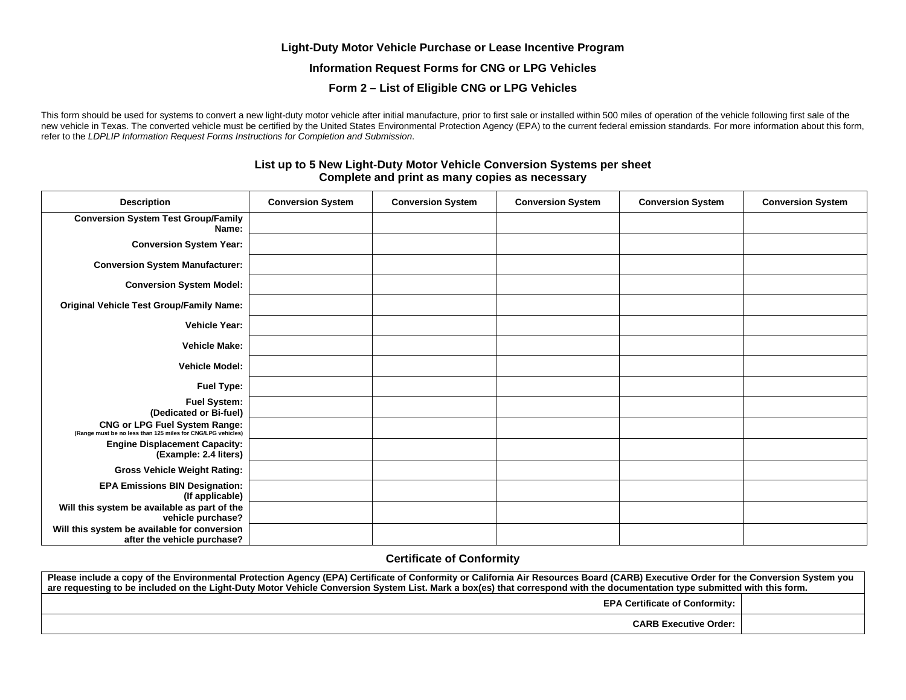# Light-Duty Motor Vehicle Purchase or Lease Incentive Program

## Information Request Forms for CNG or LPG Vehicles

## Form 2 – List of Eligible CNG or LPG Vehicles

This form should be used for systems to convert a new light-duty motor vehicle after initial manufacture, prior to first sale or installed within 500 miles of operation of the vehicle following first sale of the new vehicle in Texas. The converted vehicle must be certified by the United States Environmental Protection Agency (EPA) to the current federal emission standards. For more information about this form, refer to the *LDPLIP Information Request Forms Instructions for Completion and Submission*.

### List up to 5 New Light-Duty Motor Vehicle Conversion Systems per sheet
### Complete and print as many copies as necessary

| Description | Conversion System | Conversion System | Conversion System | Conversion System | Conversion System |
|---|---|---|---|---|---|
| Conversion System Test Group/Family Name: | | | | | |
| Conversion System Year: | | | | | |
| Conversion System Manufacturer: | | | | | |
| Conversion System Model: | | | | | |
| Original Vehicle Test Group/Family Name: | | | | | |
| Vehicle Year: | | | | | |
| Vehicle Make: | | | | | |
| Vehicle Model: | | | | | |
| Fuel Type: | | | | | |
| Fuel System: (Dedicated or Bi-fuel) | | | | | |
| CNG or LPG Fuel System Range: (Range must be no less than 125 miles for CNG/LPG vehicles) | | | | | |
| Engine Displacement Capacity: (Example: 2.4 liters) | | | | | |
| Gross Vehicle Weight Rating: | | | | | |
| EPA Emissions BIN Designation: (If applicable) | | | | | |
| Will this system be available as part of the vehicle purchase? | | | | | |
| Will this system be available for conversion after the vehicle purchase? | | | | | |

### Certificate of Conformity

| Please include a copy of the Environmental Protection Agency (EPA) Certificate of Conformity or California Air Resources Board (CARB) Executive Order for the Conversion System you are requesting to be included on the Light-Duty Motor Vehicle Conversion System List. Mark a box(es) that correspond with the documentation type submitted with this form. | |
|---|---|
| EPA Certificate of Conformity: | |
| CARB Executive Order: | |